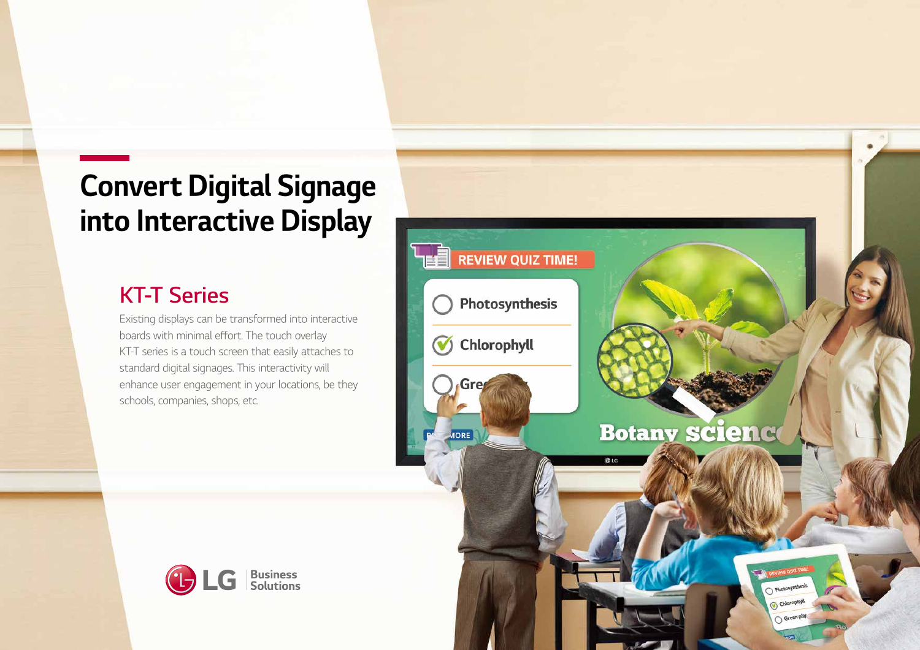# Convert Digital Signage into Interactive Display

## KT-T Series

Existing displays can be transformed into interactive boards with minimal effort. The touch overlay KT-T series is a touch screen that easily attaches to standard digital signages. This interactivity will enhance user engagement in your locations, be they schools, companies, shops, etc.

LG Business Solutions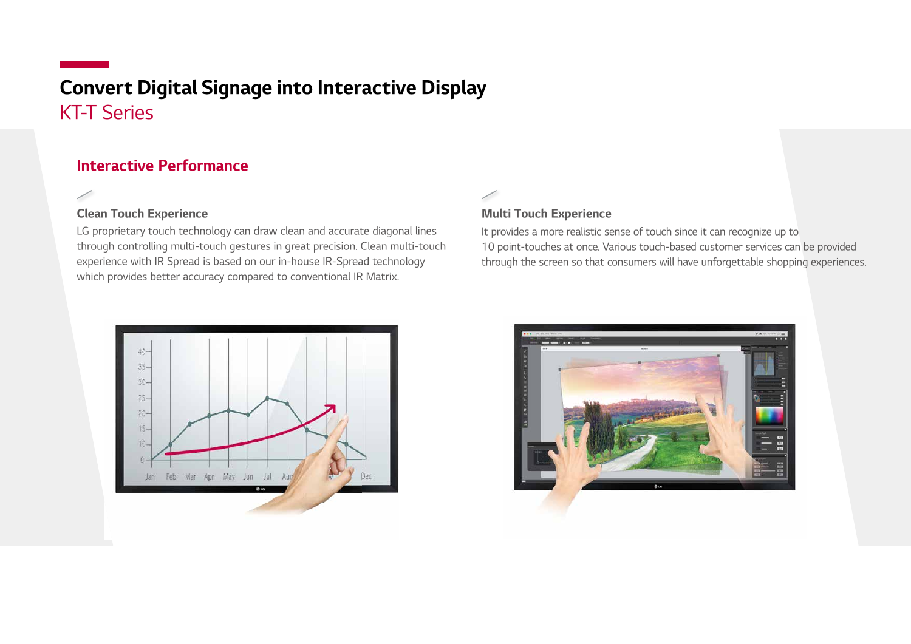# Convert Digital Signage into Interactive Display

## KT-T Series

### Interactive Performance

#### Clean Touch Experience

LG proprietary touch technology can draw clean and accurate diagonal lines through controlling multi-touch gestures in great precision. Clean multi-touch experience with IR Spread is based on our in-house IR-Spread technology which provides better accuracy compared to conventional IR Matrix.

#### Multi Touch Experience

It provides a more realistic sense of touch since it can recognize up to 10 point-touches at once. Various touch-based customer services can be provided through the screen so that consumers will have unforgettable shopping experiences.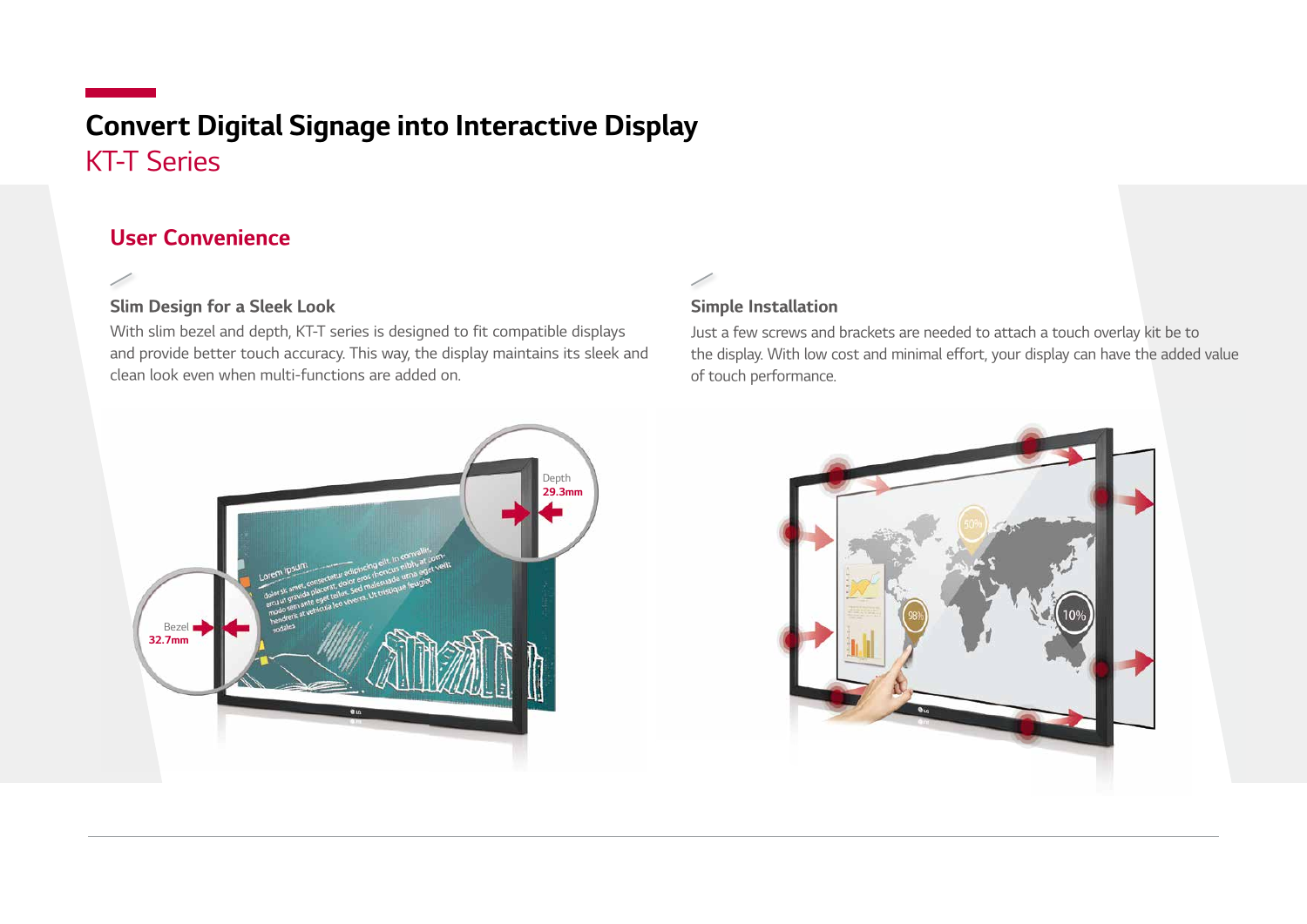# Convert Digital Signage into Interactive Display

KT-T Series

## User Convenience

### Slim Design for a Sleek Look

With slim bezel and depth, KT-T series is designed to fit compatible displays and provide better touch accuracy. This way, the display maintains its sleek and clean look even when multi-functions are added on.

Depth
**29.3mm**

Bezel
**32.7mm**

### Simple Installation

Just a few screws and brackets are needed to attach a touch overlay kit be to the display. With low cost and minimal effort, your display can have the added value of touch performance.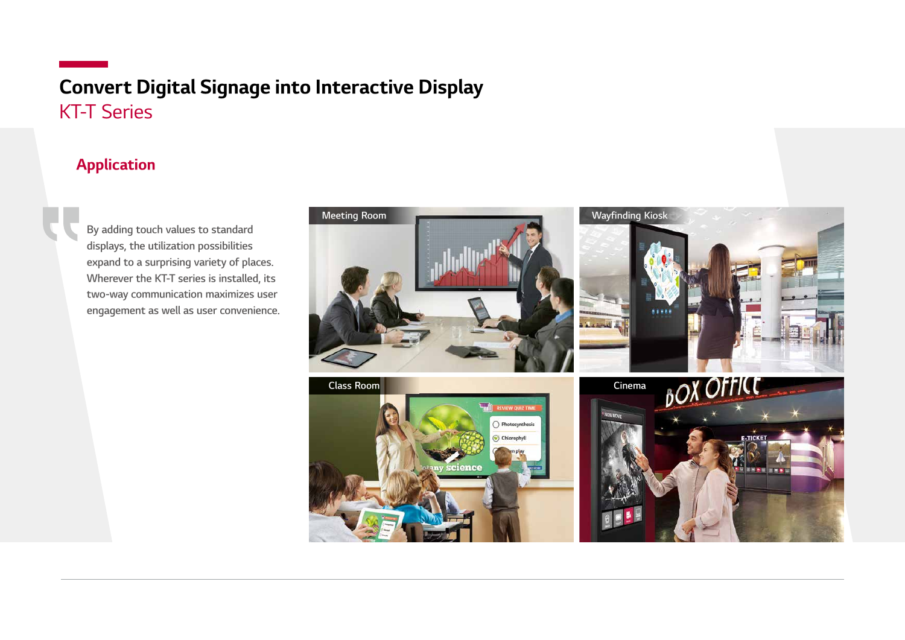# Convert Digital Signage into Interactive Display

KT-T Series

## Application

By adding touch values to standard displays, the utilization possibilities expand to a surprising variety of places. Wherever the KT-T series is installed, its two-way communication maximizes user engagement as well as user convenience.

Meeting Room

Wayfinding Kiosk

Class Room

Cinema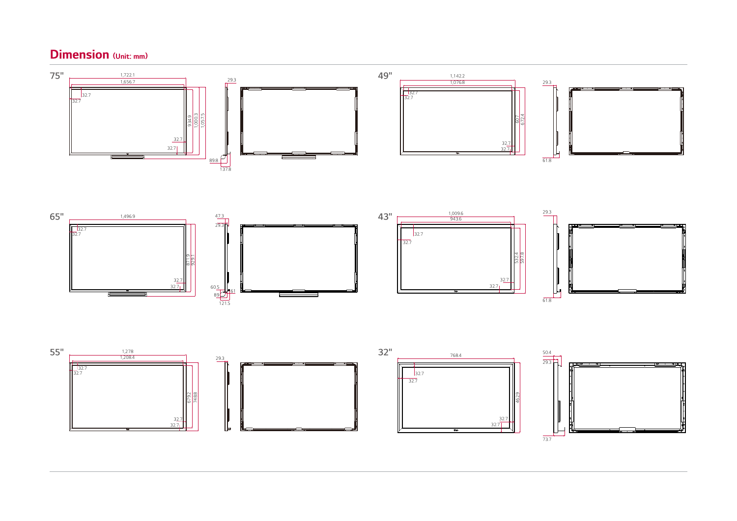## Dimension (Unit: mm)

### 75"

1,722.1
1,656.7
32.7
32.7
934.9
1,000.3
1,057.5
32.7
32.7
29.3
89.8
137.8

### 49"

1,142.2
1,076.8
32.7
32.7
607
672.4
32.7
32.7
29.3
61.8

### 65"

1,496.9
32.7
32.7
871.9
929.1
32.7
32.7
47.3
29.3
60.5
89
61
121.5

### 43"

1,009.6
943.6
32.7
32.7
532.4
597.8
32.7
32.7
29.3
61.8

### 55"

1,278
1,208.4
32.7
32.7
679.2
748.8
32.7
32.7
29.3

### 32"

768.4
32.7
32.7
462.9
32.7
32.7
50.4
29.3
73.7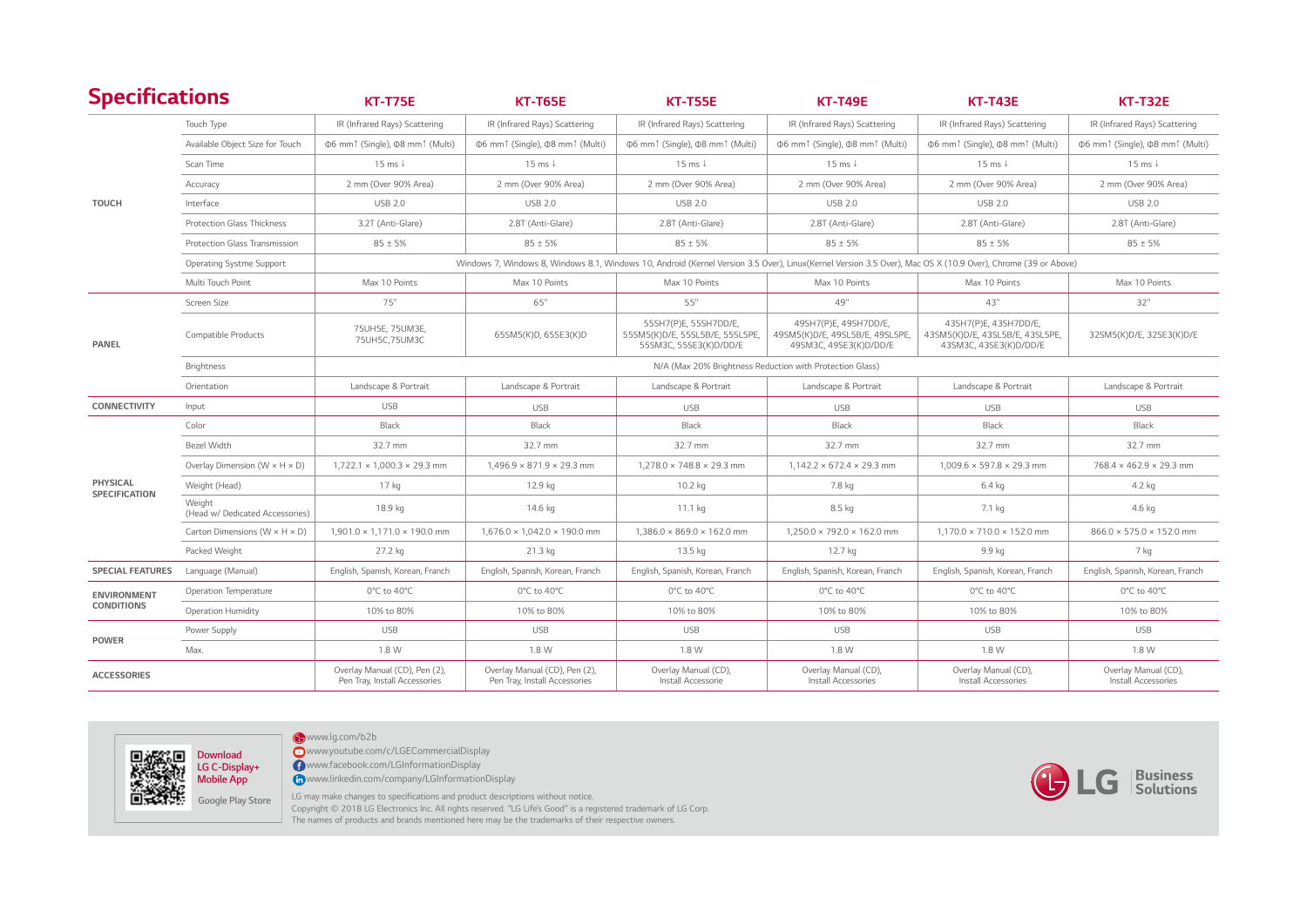## Specifications

| | | KT-T75E | KT-T65E | KT-T55E | KT-T49E | KT-T43E | KT-T32E |
|---|---|---|---|---|---|---|---|
| TOUCH | Touch Type | IR (Infrared Rays) Scattering | IR (Infrared Rays) Scattering | IR (Infrared Rays) Scattering | IR (Infrared Rays) Scattering | IR (Infrared Rays) Scattering | IR (Infrared Rays) Scattering |
| | Available Object Size for Touch | Φ6 mm↑ (Single), Φ8 mm↑ (Multi) | Φ6 mm↑ (Single), Φ8 mm↑ (Multi) | Φ6 mm↑ (Single), Φ8 mm↑ (Multi) | Φ6 mm↑ (Single), Φ8 mm↑ (Multi) | Φ6 mm↑ (Single), Φ8 mm↑ (Multi) | Φ6 mm↑ (Single), Φ8 mm↑ (Multi) |
| | Scan Time | 15 ms ↓ | 15 ms ↓ | 15 ms ↓ | 15 ms ↓ | 15 ms ↓ | 15 ms ↓ |
| | Accuracy | 2 mm (Over 90% Area) | 2 mm (Over 90% Area) | 2 mm (Over 90% Area) | 2 mm (Over 90% Area) | 2 mm (Over 90% Area) | 2 mm (Over 90% Area) |
| | Interface | USB 2.0 | USB 2.0 | USB 2.0 | USB 2.0 | USB 2.0 | USB 2.0 |
| | Protection Glass Thickness | 3.2T (Anti-Glare) | 2.8T (Anti-Glare) | 2.8T (Anti-Glare) | 2.8T (Anti-Glare) | 2.8T (Anti-Glare) | 2.8T (Anti-Glare) |
| | Protection Glass Transmission | 85 ± 5% | 85 ± 5% | 85 ± 5% | 85 ± 5% | 85 ± 5% | 85 ± 5% |
| | Operating Systme Support | Windows 7, Windows 8, Windows 8.1, Windows 10, Android (Kernel Version 3.5 Over), Linux(Kernel Version 3.5 Over), Mac OS X (10.9 Over), Chrome (39 or Above) | | | | | |
| | Multi Touch Point | Max 10 Points | Max 10 Points | Max 10 Points | Max 10 Points | Max 10 Points | Max 10 Points |
| PANEL | Screen Size | 75" | 65" | 55" | 49" | 43" | 32" |
| | Compatible Products | 75UH5E, 75UM3E, 75UH5C,75UM3C | 65SM5(K)D, 65SE3(K)D | 55SH7(P)E, 55SH7DD/E, 55SM5(K)D/E, 55SL5B/E, 55SL5PE, 55SM3C, 55SE3(K)D/DD/E | 49SH7(P)E, 49SH7DD/E, 49SM5(K)D/E, 49SL5B/E, 49SL5PE, 49SM3C, 49SE3(K)D/DD/E | 43SH7(P)E, 43SH7DD/E, 43SM5(K)D/E, 43SL5B/E, 43SL5PE, 43SM3C, 43SE3(K)D/DD/E | 32SM5(K)D/E, 32SE3(K)D/E |
| | Brightness | N/A (Max 20% Brightness Reduction with Protection Glass) | | | | | |
| | Orientation | Landscape & Portrait | Landscape & Portrait | Landscape & Portrait | Landscape & Portrait | Landscape & Portrait | Landscape & Portrait |
| CONNECTIVITY | Input | USB | USB | USB | USB | USB | USB |
| PHYSICAL SPECIFICATION | Color | Black | Black | Black | Black | Black | Black |
| | Bezel Width | 32.7 mm | 32.7 mm | 32.7 mm | 32.7 mm | 32.7 mm | 32.7 mm |
| | Overlay Dimension (W × H × D) | 1,722.1 × 1,000.3 × 29.3 mm | 1,496.9 × 871.9 × 29.3 mm | 1,278.0 × 748.8 × 29.3 mm | 1,142.2 × 672.4 × 29.3 mm | 1,009.6 × 597.8 × 29.3 mm | 768.4 × 462.9 × 29.3 mm |
| | Weight (Head) | 17 kg | 12.9 kg | 10.2 kg | 7.8 kg | 6.4 kg | 4.2 kg |
| | Weight (Head w/ Dedicated Accessories) | 18.9 kg | 14.6 kg | 11.1 kg | 8.5 kg | 7.1 kg | 4.6 kg |
| | Carton Dimensions (W × H × D) | 1,901.0 × 1,171.0 × 190.0 mm | 1,676.0 × 1,042.0 × 190.0 mm | 1,386.0 × 869.0 × 162.0 mm | 1,250.0 × 792.0 × 162.0 mm | 1,170.0 × 710.0 × 152.0 mm | 866.0 × 575.0 × 152.0 mm |
| | Packed Weight | 27.2 kg | 21.3 kg | 13.5 kg | 12.7 kg | 9.9 kg | 7 kg |
| SPECIAL FEATURES | Language (Manual) | English, Spanish, Korean, Franch | English, Spanish, Korean, Franch | English, Spanish, Korean, Franch | English, Spanish, Korean, Franch | English, Spanish, Korean, Franch | English, Spanish, Korean, Franch |
| ENVIRONMENT CONDITIONS | Operation Temperature | 0°C to 40°C | 0°C to 40°C | 0°C to 40°C | 0°C to 40°C | 0°C to 40°C | 0°C to 40°C |
| | Operation Humidity | 10% to 80% | 10% to 80% | 10% to 80% | 10% to 80% | 10% to 80% | 10% to 80% |
| POWER | Power Supply | USB | USB | USB | USB | USB | USB |
| | Max. | 1.8 W | 1.8 W | 1.8 W | 1.8 W | 1.8 W | 1.8 W |
| ACCESSORIES | | Overlay Manual (CD), Pen (2), Pen Tray, Install Accessories | Overlay Manual (CD), Pen (2), Pen Tray, Install Accessories | Overlay Manual (CD), Install Accessorie | Overlay Manual (CD), Install Accessories | Overlay Manual (CD), Install Accessories | Overlay Manual (CD), Install Accessories |

Download LG C-Display+ Mobile App

Google Play Store

www.lg.com/b2b
www.youtube.com/c/LGECommercialDisplay
www.facebook.com/LGInformationDisplay
www.linkedin.com/company/LGInformationDisplay

LG may make changes to specifications and product descriptions without notice.
Copyright © 2018 LG Electronics Inc. All rights reserved. "LG Life's Good" is a registered trademark of LG Corp.
The names of products and brands mentioned here may be the trademarks of their respective owners.

LG Business Solutions